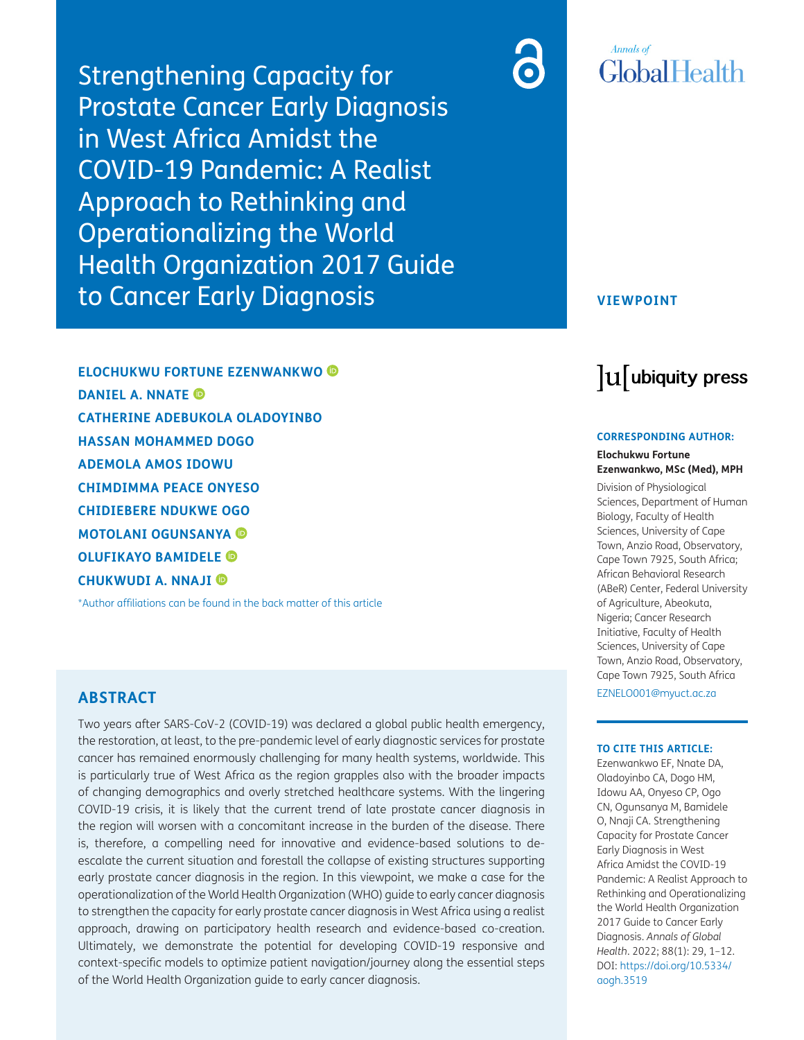# Strengthening Capacity for Prostate Cancer Early Diagnosis in West Africa Amidst the COVID-19 Pandemic: A Realist Approach to Rethinking and Operationalizing the World Health Organization 2017 Guide to Cancer Early Diagnosis

VIEWPOINT

**ELOCHUKWU FORTUNE EZENWANKWO**
**DANIEL A. NNATE**
**CATHERINE ADEBUKOLA OLADOYINBO**
**HASSAN MOHAMMED DOGO**
**ADEMOLA AMOS IDOWU**
**CHIMDIMMA PEACE ONYESO**
**CHIDIEBERE NDUKWE OGO**
**MOTOLANI OGUNSANYA**
**OLUFIKAYO BAMIDELE**
**CHUKWUDI A. NNAJI**

*Author affiliations can be found in the back matter of this article

**CORRESPONDING AUTHOR:**

**Elochukwu Fortune Ezenwankwo, MSc (Med), MPH**

Division of Physiological Sciences, Department of Human Biology, Faculty of Health Sciences, University of Cape Town, Anzio Road, Observatory, Cape Town 7925, South Africa; African Behavioral Research (ABeR) Center, Federal University of Agriculture, Abeokuta, Nigeria; Cancer Research Initiative, Faculty of Health Sciences, University of Cape Town, Anzio Road, Observatory, Cape Town 7925, South Africa

EZNELO001@myuct.ac.za

**TO CITE THIS ARTICLE:**

Ezenwankwo EF, Nnate DA, Oladoyinbo CA, Dogo HM, Idowu AA, Onyeso CP, Ogo CN, Ogunsanya M, Bamidele O, Nnaji CA. Strengthening Capacity for Prostate Cancer Early Diagnosis in West Africa Amidst the COVID-19 Pandemic: A Realist Approach to Rethinking and Operationalizing the World Health Organization 2017 Guide to Cancer Early Diagnosis. *Annals of Global Health*. 2022; 88(1): 29, 1–12. DOI: https://doi.org/10.5334/aogh.3519

## ABSTRACT

Two years after SARS-CoV-2 (COVID-19) was declared a global public health emergency, the restoration, at least, to the pre-pandemic level of early diagnostic services for prostate cancer has remained enormously challenging for many health systems, worldwide. This is particularly true of West Africa as the region grapples also with the broader impacts of changing demographics and overly stretched healthcare systems. With the lingering COVID-19 crisis, it is likely that the current trend of late prostate cancer diagnosis in the region will worsen with a concomitant increase in the burden of the disease. There is, therefore, a compelling need for innovative and evidence-based solutions to de-escalate the current situation and forestall the collapse of existing structures supporting early prostate cancer diagnosis in the region. In this viewpoint, we make a case for the operationalization of the World Health Organization (WHO) guide to early cancer diagnosis to strengthen the capacity for early prostate cancer diagnosis in West Africa using a realist approach, drawing on participatory health research and evidence-based co-creation. Ultimately, we demonstrate the potential for developing COVID-19 responsive and context-specific models to optimize patient navigation/journey along the essential steps of the World Health Organization guide to early cancer diagnosis.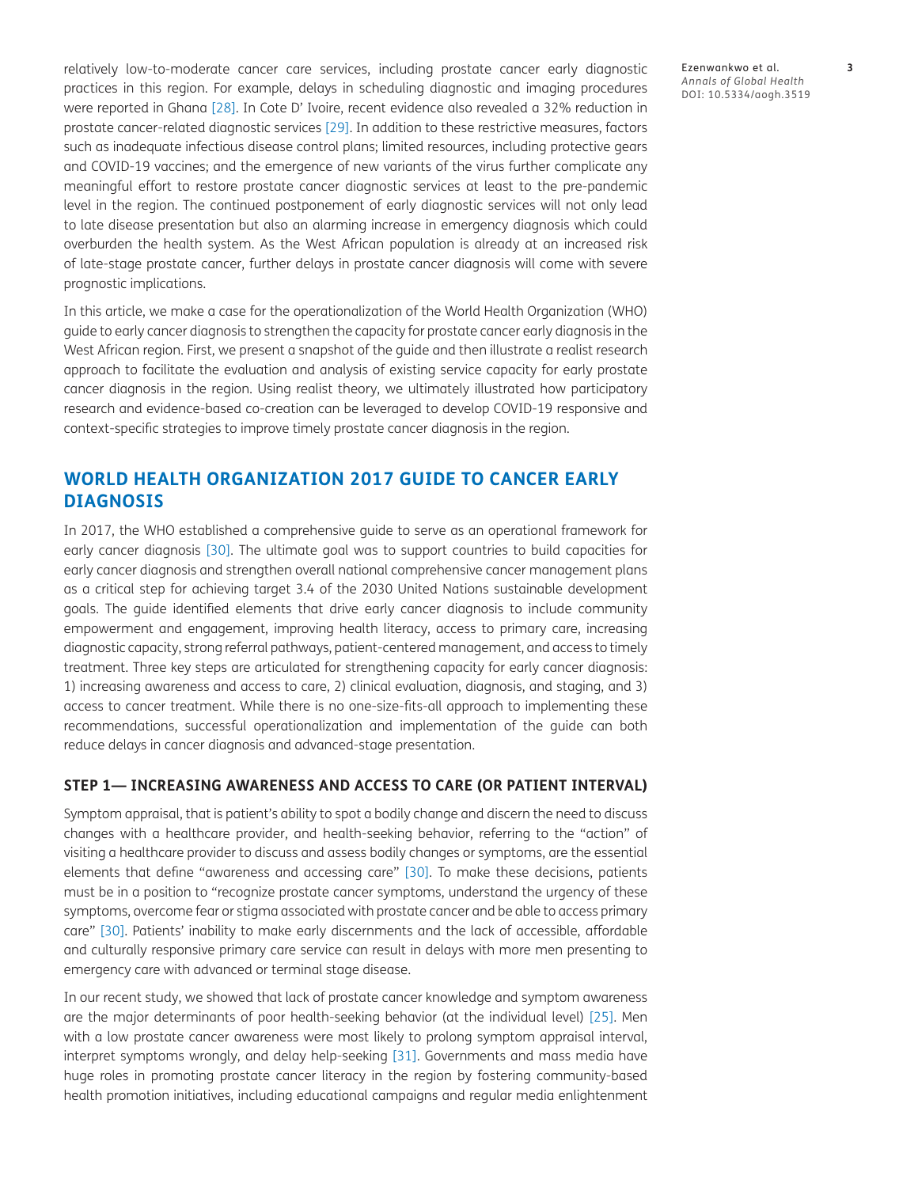relatively low-to-moderate cancer care services, including prostate cancer early diagnostic practices in this region. For example, delays in scheduling diagnostic and imaging procedures were reported in Ghana [28]. In Cote D' Ivoire, recent evidence also revealed a 32% reduction in prostate cancer-related diagnostic services [29]. In addition to these restrictive measures, factors such as inadequate infectious disease control plans; limited resources, including protective gears and COVID-19 vaccines; and the emergence of new variants of the virus further complicate any meaningful effort to restore prostate cancer diagnostic services at least to the pre-pandemic level in the region. The continued postponement of early diagnostic services will not only lead to late disease presentation but also an alarming increase in emergency diagnosis which could overburden the health system. As the West African population is already at an increased risk of late-stage prostate cancer, further delays in prostate cancer diagnosis will come with severe prognostic implications.

In this article, we make a case for the operationalization of the World Health Organization (WHO) guide to early cancer diagnosis to strengthen the capacity for prostate cancer early diagnosis in the West African region. First, we present a snapshot of the guide and then illustrate a realist research approach to facilitate the evaluation and analysis of existing service capacity for early prostate cancer diagnosis in the region. Using realist theory, we ultimately illustrated how participatory research and evidence-based co-creation can be leveraged to develop COVID-19 responsive and context-specific strategies to improve timely prostate cancer diagnosis in the region.

## WORLD HEALTH ORGANIZATION 2017 GUIDE TO CANCER EARLY DIAGNOSIS

In 2017, the WHO established a comprehensive guide to serve as an operational framework for early cancer diagnosis [30]. The ultimate goal was to support countries to build capacities for early cancer diagnosis and strengthen overall national comprehensive cancer management plans as a critical step for achieving target 3.4 of the 2030 United Nations sustainable development goals. The guide identified elements that drive early cancer diagnosis to include community empowerment and engagement, improving health literacy, access to primary care, increasing diagnostic capacity, strong referral pathways, patient-centered management, and access to timely treatment. Three key steps are articulated for strengthening capacity for early cancer diagnosis: 1) increasing awareness and access to care, 2) clinical evaluation, diagnosis, and staging, and 3) access to cancer treatment. While there is no one-size-fits-all approach to implementing these recommendations, successful operationalization and implementation of the guide can both reduce delays in cancer diagnosis and advanced-stage presentation.

### STEP 1— INCREASING AWARENESS AND ACCESS TO CARE (OR PATIENT INTERVAL)

Symptom appraisal, that is patient's ability to spot a bodily change and discern the need to discuss changes with a healthcare provider, and health-seeking behavior, referring to the "action" of visiting a healthcare provider to discuss and assess bodily changes or symptoms, are the essential elements that define "awareness and accessing care" [30]. To make these decisions, patients must be in a position to "recognize prostate cancer symptoms, understand the urgency of these symptoms, overcome fear or stigma associated with prostate cancer and be able to access primary care" [30]. Patients' inability to make early discernments and the lack of accessible, affordable and culturally responsive primary care service can result in delays with more men presenting to emergency care with advanced or terminal stage disease.

In our recent study, we showed that lack of prostate cancer knowledge and symptom awareness are the major determinants of poor health-seeking behavior (at the individual level) [25]. Men with a low prostate cancer awareness were most likely to prolong symptom appraisal interval, interpret symptoms wrongly, and delay help-seeking [31]. Governments and mass media have huge roles in promoting prostate cancer literacy in the region by fostering community-based health promotion initiatives, including educational campaigns and regular media enlightenment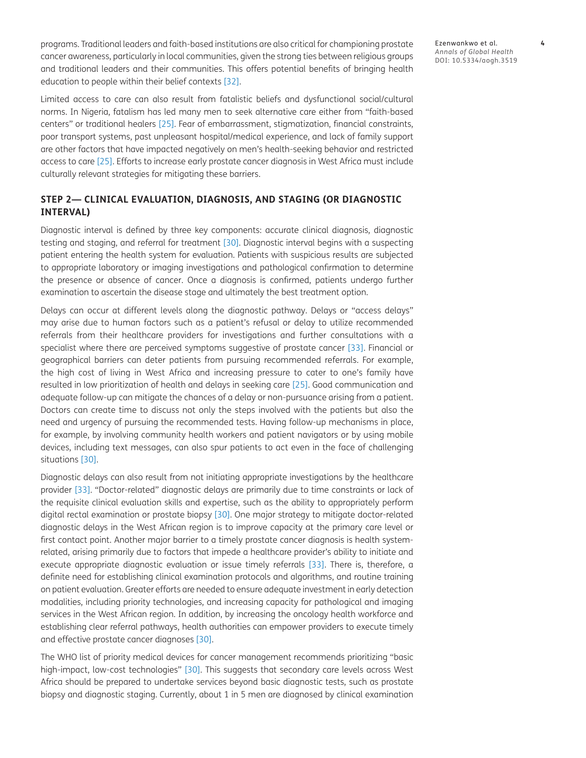programs. Traditional leaders and faith-based institutions are also critical for championing prostate cancer awareness, particularly in local communities, given the strong ties between religious groups and traditional leaders and their communities. This offers potential benefits of bringing health education to people within their belief contexts [32].

Limited access to care can also result from fatalistic beliefs and dysfunctional social/cultural norms. In Nigeria, fatalism has led many men to seek alternative care either from "faith-based centers" or traditional healers [25]. Fear of embarrassment, stigmatization, financial constraints, poor transport systems, past unpleasant hospital/medical experience, and lack of family support are other factors that have impacted negatively on men's health-seeking behavior and restricted access to care [25]. Efforts to increase early prostate cancer diagnosis in West Africa must include culturally relevant strategies for mitigating these barriers.

## STEP 2— CLINICAL EVALUATION, DIAGNOSIS, AND STAGING (OR DIAGNOSTIC INTERVAL)

Diagnostic interval is defined by three key components: accurate clinical diagnosis, diagnostic testing and staging, and referral for treatment [30]. Diagnostic interval begins with a suspecting patient entering the health system for evaluation. Patients with suspicious results are subjected to appropriate laboratory or imaging investigations and pathological confirmation to determine the presence or absence of cancer. Once a diagnosis is confirmed, patients undergo further examination to ascertain the disease stage and ultimately the best treatment option.

Delays can occur at different levels along the diagnostic pathway. Delays or "access delays" may arise due to human factors such as a patient's refusal or delay to utilize recommended referrals from their healthcare providers for investigations and further consultations with a specialist where there are perceived symptoms suggestive of prostate cancer [33]. Financial or geographical barriers can deter patients from pursuing recommended referrals. For example, the high cost of living in West Africa and increasing pressure to cater to one's family have resulted in low prioritization of health and delays in seeking care [25]. Good communication and adequate follow-up can mitigate the chances of a delay or non-pursuance arising from a patient. Doctors can create time to discuss not only the steps involved with the patients but also the need and urgency of pursuing the recommended tests. Having follow-up mechanisms in place, for example, by involving community health workers and patient navigators or by using mobile devices, including text messages, can also spur patients to act even in the face of challenging situations [30].

Diagnostic delays can also result from not initiating appropriate investigations by the healthcare provider [33]. "Doctor-related" diagnostic delays are primarily due to time constraints or lack of the requisite clinical evaluation skills and expertise, such as the ability to appropriately perform digital rectal examination or prostate biopsy [30]. One major strategy to mitigate doctor-related diagnostic delays in the West African region is to improve capacity at the primary care level or first contact point. Another major barrier to a timely prostate cancer diagnosis is health system-related, arising primarily due to factors that impede a healthcare provider's ability to initiate and execute appropriate diagnostic evaluation or issue timely referrals [33]. There is, therefore, a definite need for establishing clinical examination protocols and algorithms, and routine training on patient evaluation. Greater efforts are needed to ensure adequate investment in early detection modalities, including priority technologies, and increasing capacity for pathological and imaging services in the West African region. In addition, by increasing the oncology health workforce and establishing clear referral pathways, health authorities can empower providers to execute timely and effective prostate cancer diagnoses [30].

The WHO list of priority medical devices for cancer management recommends prioritizing "basic high-impact, low-cost technologies" [30]. This suggests that secondary care levels across West Africa should be prepared to undertake services beyond basic diagnostic tests, such as prostate biopsy and diagnostic staging. Currently, about 1 in 5 men are diagnosed by clinical examination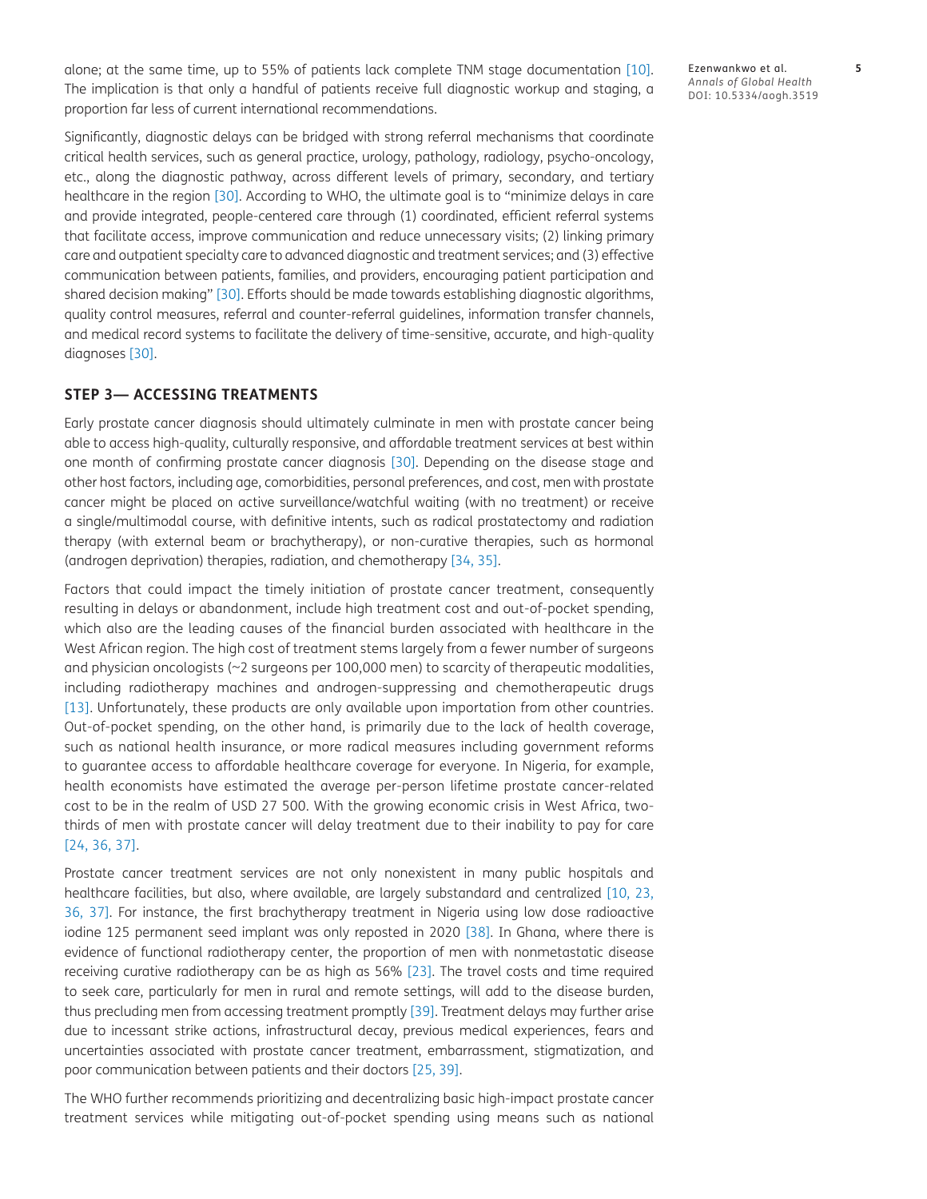alone; at the same time, up to 55% of patients lack complete TNM stage documentation [10]. The implication is that only a handful of patients receive full diagnostic workup and staging, a proportion far less of current international recommendations.

Significantly, diagnostic delays can be bridged with strong referral mechanisms that coordinate critical health services, such as general practice, urology, pathology, radiology, psycho-oncology, etc., along the diagnostic pathway, across different levels of primary, secondary, and tertiary healthcare in the region [30]. According to WHO, the ultimate goal is to "minimize delays in care and provide integrated, people-centered care through (1) coordinated, efficient referral systems that facilitate access, improve communication and reduce unnecessary visits; (2) linking primary care and outpatient specialty care to advanced diagnostic and treatment services; and (3) effective communication between patients, families, and providers, encouraging patient participation and shared decision making" [30]. Efforts should be made towards establishing diagnostic algorithms, quality control measures, referral and counter-referral guidelines, information transfer channels, and medical record systems to facilitate the delivery of time-sensitive, accurate, and high-quality diagnoses [30].

## STEP 3— ACCESSING TREATMENTS

Early prostate cancer diagnosis should ultimately culminate in men with prostate cancer being able to access high-quality, culturally responsive, and affordable treatment services at best within one month of confirming prostate cancer diagnosis [30]. Depending on the disease stage and other host factors, including age, comorbidities, personal preferences, and cost, men with prostate cancer might be placed on active surveillance/watchful waiting (with no treatment) or receive a single/multimodal course, with definitive intents, such as radical prostatectomy and radiation therapy (with external beam or brachytherapy), or non-curative therapies, such as hormonal (androgen deprivation) therapies, radiation, and chemotherapy [34, 35].

Factors that could impact the timely initiation of prostate cancer treatment, consequently resulting in delays or abandonment, include high treatment cost and out-of-pocket spending, which also are the leading causes of the financial burden associated with healthcare in the West African region. The high cost of treatment stems largely from a fewer number of surgeons and physician oncologists (~2 surgeons per 100,000 men) to scarcity of therapeutic modalities, including radiotherapy machines and androgen-suppressing and chemotherapeutic drugs [13]. Unfortunately, these products are only available upon importation from other countries. Out-of-pocket spending, on the other hand, is primarily due to the lack of health coverage, such as national health insurance, or more radical measures including government reforms to guarantee access to affordable healthcare coverage for everyone. In Nigeria, for example, health economists have estimated the average per-person lifetime prostate cancer-related cost to be in the realm of USD 27 500. With the growing economic crisis in West Africa, two-thirds of men with prostate cancer will delay treatment due to their inability to pay for care [24, 36, 37].

Prostate cancer treatment services are not only nonexistent in many public hospitals and healthcare facilities, but also, where available, are largely substandard and centralized [10, 23, 36, 37]. For instance, the first brachytherapy treatment in Nigeria using low dose radioactive iodine 125 permanent seed implant was only reposted in 2020 [38]. In Ghana, where there is evidence of functional radiotherapy center, the proportion of men with nonmetastatic disease receiving curative radiotherapy can be as high as 56% [23]. The travel costs and time required to seek care, particularly for men in rural and remote settings, will add to the disease burden, thus precluding men from accessing treatment promptly [39]. Treatment delays may further arise due to incessant strike actions, infrastructural decay, previous medical experiences, fears and uncertainties associated with prostate cancer treatment, embarrassment, stigmatization, and poor communication between patients and their doctors [25, 39].

The WHO further recommends prioritizing and decentralizing basic high-impact prostate cancer treatment services while mitigating out-of-pocket spending using means such as national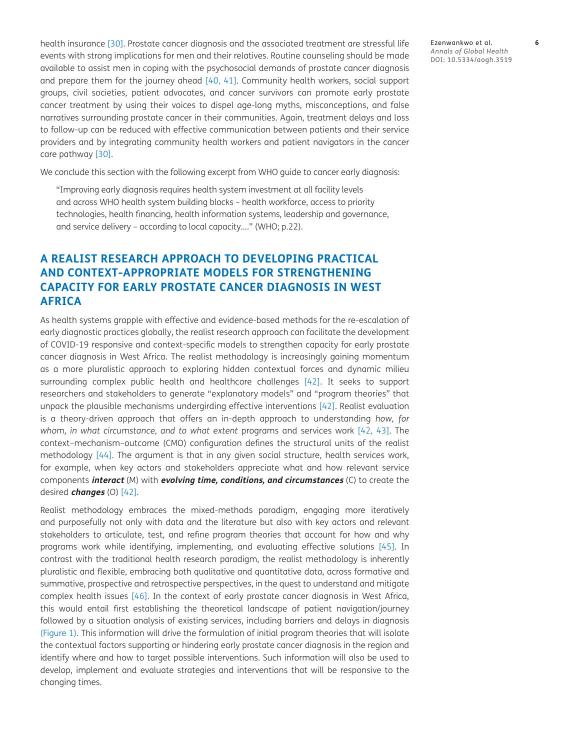health insurance [30]. Prostate cancer diagnosis and the associated treatment are stressful life events with strong implications for men and their relatives. Routine counseling should be made available to assist men in coping with the psychosocial demands of prostate cancer diagnosis and prepare them for the journey ahead [40, 41]. Community health workers, social support groups, civil societies, patient advocates, and cancer survivors can promote early prostate cancer treatment by using their voices to dispel age-long myths, misconceptions, and false narratives surrounding prostate cancer in their communities. Again, treatment delays and loss to follow-up can be reduced with effective communication between patients and their service providers and by integrating community health workers and patient navigators in the cancer care pathway [30].

We conclude this section with the following excerpt from WHO guide to cancer early diagnosis:

> "Improving early diagnosis requires health system investment at all facility levels and across WHO health system building blocks – health workforce, access to priority technologies, health financing, health information systems, leadership and governance, and service delivery – according to local capacity…." (WHO; p.22).

## A REALIST RESEARCH APPROACH TO DEVELOPING PRACTICAL AND CONTEXT-APPROPRIATE MODELS FOR STRENGTHENING CAPACITY FOR EARLY PROSTATE CANCER DIAGNOSIS IN WEST AFRICA

As health systems grapple with effective and evidence-based methods for the re-escalation of early diagnostic practices globally, the realist research approach can facilitate the development of COVID-19 responsive and context-specific models to strengthen capacity for early prostate cancer diagnosis in West Africa. The realist methodology is increasingly gaining momentum as a more pluralistic approach to exploring hidden contextual forces and dynamic milieu surrounding complex public health and healthcare challenges [42]. It seeks to support researchers and stakeholders to generate "explanatory models" and "program theories" that unpack the plausible mechanisms undergirding effective interventions [42]. Realist evaluation is a theory-driven approach that offers an in-depth approach to understanding *how, for whom, in what circumstance, and to what extent* programs and services work [42, 43]. The context–mechanism–outcome (CMO) configuration defines the structural units of the realist methodology [44]. The argument is that in any given social structure, health services work, for example, when key actors and stakeholders appreciate what and how relevant service components ***interact*** (M) with ***evolving time, conditions, and circumstances*** (C) to create the desired ***changes*** (O) [42].

Realist methodology embraces the mixed-methods paradigm, engaging more iteratively and purposefully not only with data and the literature but also with key actors and relevant stakeholders to articulate, test, and refine program theories that account for how and why programs work while identifying, implementing, and evaluating effective solutions [45]. In contrast with the traditional health research paradigm, the realist methodology is inherently pluralistic and flexible, embracing both qualitative and quantitative data, across formative and summative, prospective and retrospective perspectives, in the quest to understand and mitigate complex health issues [46]. In the context of early prostate cancer diagnosis in West Africa, this would entail first establishing the theoretical landscape of patient navigation/journey followed by a situation analysis of existing services, including barriers and delays in diagnosis (Figure 1). This information will drive the formulation of initial program theories that will isolate the contextual factors supporting or hindering early prostate cancer diagnosis in the region and identify where and how to target possible interventions. Such information will also be used to develop, implement and evaluate strategies and interventions that will be responsive to the changing times.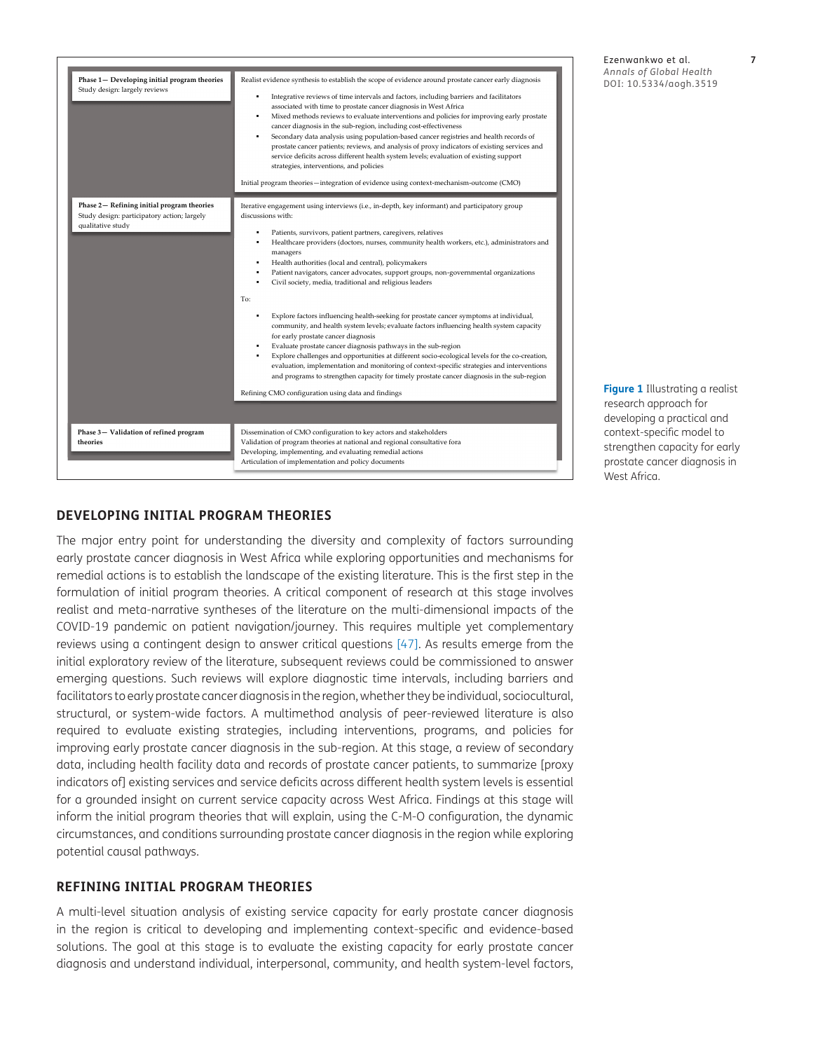| Phase | Description |
| --- | --- |
| **Phase 1— Developing initial program theories**<br>Study design: largely reviews | Realist evidence synthesis to establish the scope of evidence around prostate cancer early diagnosis<br>• Integrative reviews of time intervals and factors, including barriers and facilitators associated with time to prostate cancer diagnosis in West Africa<br>• Mixed methods reviews to evaluate interventions and policies for improving early prostate cancer diagnosis in the sub-region, including cost-effectiveness<br>• Secondary data analysis using population-based cancer registries and health records of prostate cancer patients; reviews, and analysis of proxy indicators of existing services and service deficits across different health system levels; evaluation of existing support strategies, interventions, and policies<br>Initial program theories—integration of evidence using context-mechanism-outcome (CMO) |
| **Phase 2— Refining initial program theories**<br>Study design: participatory action; largely qualitative study | Iterative engagement using interviews (i.e., in-depth, key informant) and participatory group discussions with:<br>• Patients, survivors, patient partners, caregivers, relatives<br>• Healthcare providers (doctors, nurses, community health workers, etc.), administrators and managers<br>• Health authorities (local and central), policymakers<br>• Patient navigators, cancer advocates, support groups, non-governmental organizations<br>• Civil society, media, traditional and religious leaders<br>To:<br>• Explore factors influencing health-seeking for prostate cancer symptoms at individual, community, and health system levels; evaluate factors influencing health system capacity for early prostate cancer diagnosis<br>• Evaluate prostate cancer diagnosis pathways in the sub-region<br>• Explore challenges and opportunities at different socio-ecological levels for the co-creation, evaluation, implementation and monitoring of context-specific strategies and interventions and programs to strengthen capacity for timely prostate cancer diagnosis in the sub-region<br>Refining CMO configuration using data and findings |
| **Phase 3— Validation of refined program theories** | Dissemination of CMO configuration to key actors and stakeholders<br>Validation of program theories at national and regional consultative fora<br>Developing, implementing, and evaluating remedial actions<br>Articulation of implementation and policy documents |

**Figure 1** Illustrating a realist research approach for developing a practical and context-specific model to strengthen capacity for early prostate cancer diagnosis in West Africa.

## DEVELOPING INITIAL PROGRAM THEORIES

The major entry point for understanding the diversity and complexity of factors surrounding early prostate cancer diagnosis in West Africa while exploring opportunities and mechanisms for remedial actions is to establish the landscape of the existing literature. This is the first step in the formulation of initial program theories. A critical component of research at this stage involves realist and meta-narrative syntheses of the literature on the multi-dimensional impacts of the COVID-19 pandemic on patient navigation/journey. This requires multiple yet complementary reviews using a contingent design to answer critical questions [47]. As results emerge from the initial exploratory review of the literature, subsequent reviews could be commissioned to answer emerging questions. Such reviews will explore diagnostic time intervals, including barriers and facilitators to early prostate cancer diagnosis in the region, whether they be individual, sociocultural, structural, or system-wide factors. A multimethod analysis of peer-reviewed literature is also required to evaluate existing strategies, including interventions, programs, and policies for improving early prostate cancer diagnosis in the sub-region. At this stage, a review of secondary data, including health facility data and records of prostate cancer patients, to summarize [proxy indicators of] existing services and service deficits across different health system levels is essential for a grounded insight on current service capacity across West Africa. Findings at this stage will inform the initial program theories that will explain, using the C-M-O configuration, the dynamic circumstances, and conditions surrounding prostate cancer diagnosis in the region while exploring potential causal pathways.

## REFINING INITIAL PROGRAM THEORIES

A multi-level situation analysis of existing service capacity for early prostate cancer diagnosis in the region is critical to developing and implementing context-specific and evidence-based solutions. The goal at this stage is to evaluate the existing capacity for early prostate cancer diagnosis and understand individual, interpersonal, community, and health system-level factors,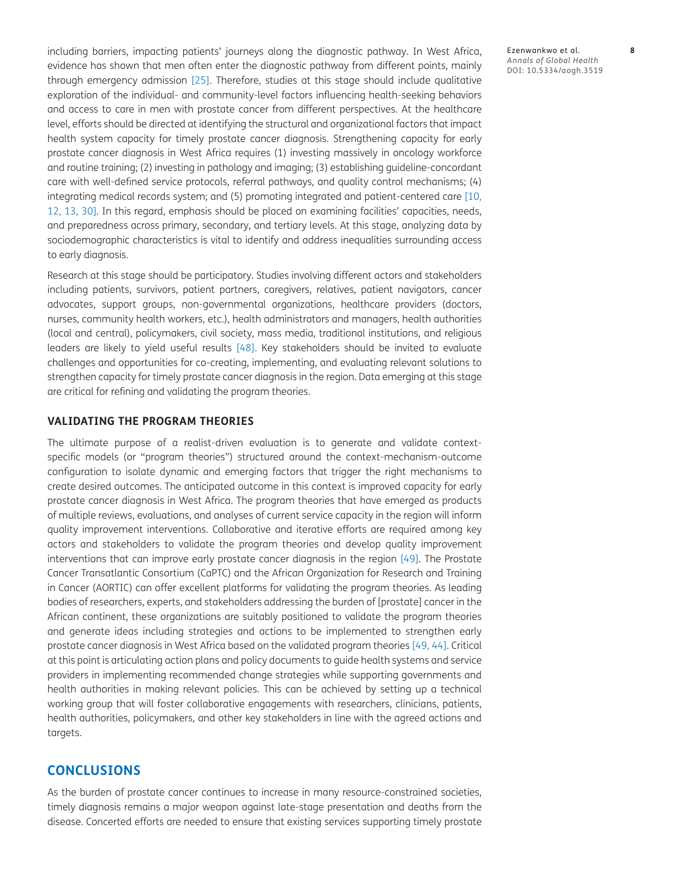including barriers, impacting patients' journeys along the diagnostic pathway. In West Africa, evidence has shown that men often enter the diagnostic pathway from different points, mainly through emergency admission [25]. Therefore, studies at this stage should include qualitative exploration of the individual- and community-level factors influencing health-seeking behaviors and access to care in men with prostate cancer from different perspectives. At the healthcare level, efforts should be directed at identifying the structural and organizational factors that impact health system capacity for timely prostate cancer diagnosis. Strengthening capacity for early prostate cancer diagnosis in West Africa requires (1) investing massively in oncology workforce and routine training; (2) investing in pathology and imaging; (3) establishing guideline-concordant care with well-defined service protocols, referral pathways, and quality control mechanisms; (4) integrating medical records system; and (5) promoting integrated and patient-centered care [10, 12, 13, 30]. In this regard, emphasis should be placed on examining facilities' capacities, needs, and preparedness across primary, secondary, and tertiary levels. At this stage, analyzing data by sociodemographic characteristics is vital to identify and address inequalities surrounding access to early diagnosis.

Research at this stage should be participatory. Studies involving different actors and stakeholders including patients, survivors, patient partners, caregivers, relatives, patient navigators, cancer advocates, support groups, non-governmental organizations, healthcare providers (doctors, nurses, community health workers, etc.), health administrators and managers, health authorities (local and central), policymakers, civil society, mass media, traditional institutions, and religious leaders are likely to yield useful results [48]. Key stakeholders should be invited to evaluate challenges and opportunities for co-creating, implementing, and evaluating relevant solutions to strengthen capacity for timely prostate cancer diagnosis in the region. Data emerging at this stage are critical for refining and validating the program theories.

### VALIDATING THE PROGRAM THEORIES

The ultimate purpose of a realist-driven evaluation is to generate and validate context-specific models (or "program theories") structured around the context-mechanism-outcome configuration to isolate dynamic and emerging factors that trigger the right mechanisms to create desired outcomes. The anticipated outcome in this context is improved capacity for early prostate cancer diagnosis in West Africa. The program theories that have emerged as products of multiple reviews, evaluations, and analyses of current service capacity in the region will inform quality improvement interventions. Collaborative and iterative efforts are required among key actors and stakeholders to validate the program theories and develop quality improvement interventions that can improve early prostate cancer diagnosis in the region [49]. The Prostate Cancer Transatlantic Consortium (CaPTC) and the African Organization for Research and Training in Cancer (AORTIC) can offer excellent platforms for validating the program theories. As leading bodies of researchers, experts, and stakeholders addressing the burden of [prostate] cancer in the African continent, these organizations are suitably positioned to validate the program theories and generate ideas including strategies and actions to be implemented to strengthen early prostate cancer diagnosis in West Africa based on the validated program theories [49, 44]. Critical at this point is articulating action plans and policy documents to guide health systems and service providers in implementing recommended change strategies while supporting governments and health authorities in making relevant policies. This can be achieved by setting up a technical working group that will foster collaborative engagements with researchers, clinicians, patients, health authorities, policymakers, and other key stakeholders in line with the agreed actions and targets.

## CONCLUSIONS

As the burden of prostate cancer continues to increase in many resource-constrained societies, timely diagnosis remains a major weapon against late-stage presentation and deaths from the disease. Concerted efforts are needed to ensure that existing services supporting timely prostate